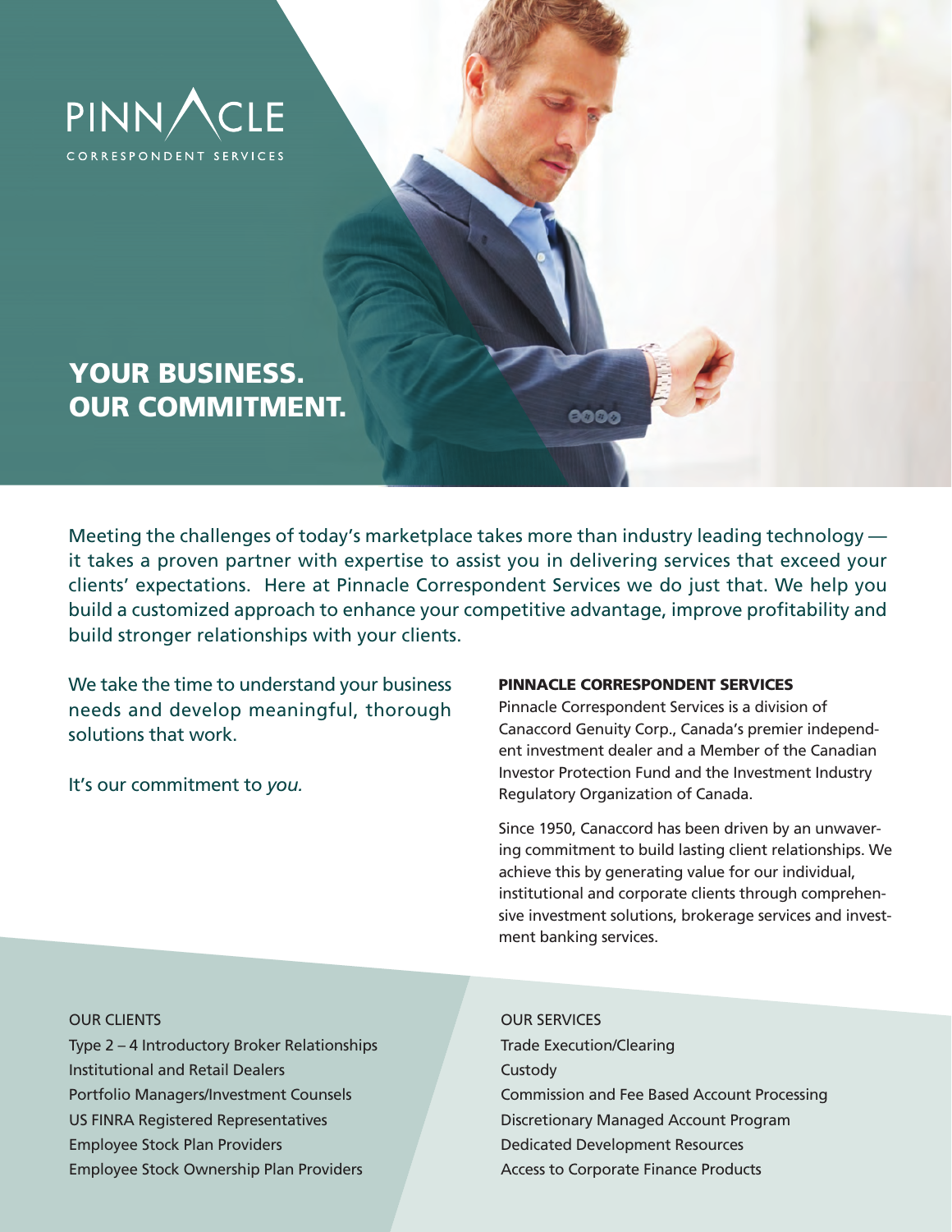PINNACLE
CORRESPONDENT SERVICES

# YOUR BUSINESS. OUR COMMITMENT.

Meeting the challenges of today's marketplace takes more than industry leading technology — it takes a proven partner with expertise to assist you in delivering services that exceed your clients' expectations. Here at Pinnacle Correspondent Services we do just that. We help you build a customized approach to enhance your competitive advantage, improve profitability and build stronger relationships with your clients.

We take the time to understand your business needs and develop meaningful, thorough solutions that work.

It's our commitment to *you.*

## PINNACLE CORRESPONDENT SERVICES

Pinnacle Correspondent Services is a division of Canaccord Genuity Corp., Canada's premier independent investment dealer and a Member of the Canadian Investor Protection Fund and the Investment Industry Regulatory Organization of Canada.

Since 1950, Canaccord has been driven by an unwavering commitment to build lasting client relationships. We achieve this by generating value for our individual, institutional and corporate clients through comprehensive investment solutions, brokerage services and investment banking services.

### OUR CLIENTS

Type 2 – 4 Introductory Broker Relationships
Institutional and Retail Dealers
Portfolio Managers/Investment Counsels
US FINRA Registered Representatives
Employee Stock Plan Providers
Employee Stock Ownership Plan Providers

### OUR SERVICES

Trade Execution/Clearing
Custody
Commission and Fee Based Account Processing
Discretionary Managed Account Program
Dedicated Development Resources
Access to Corporate Finance Products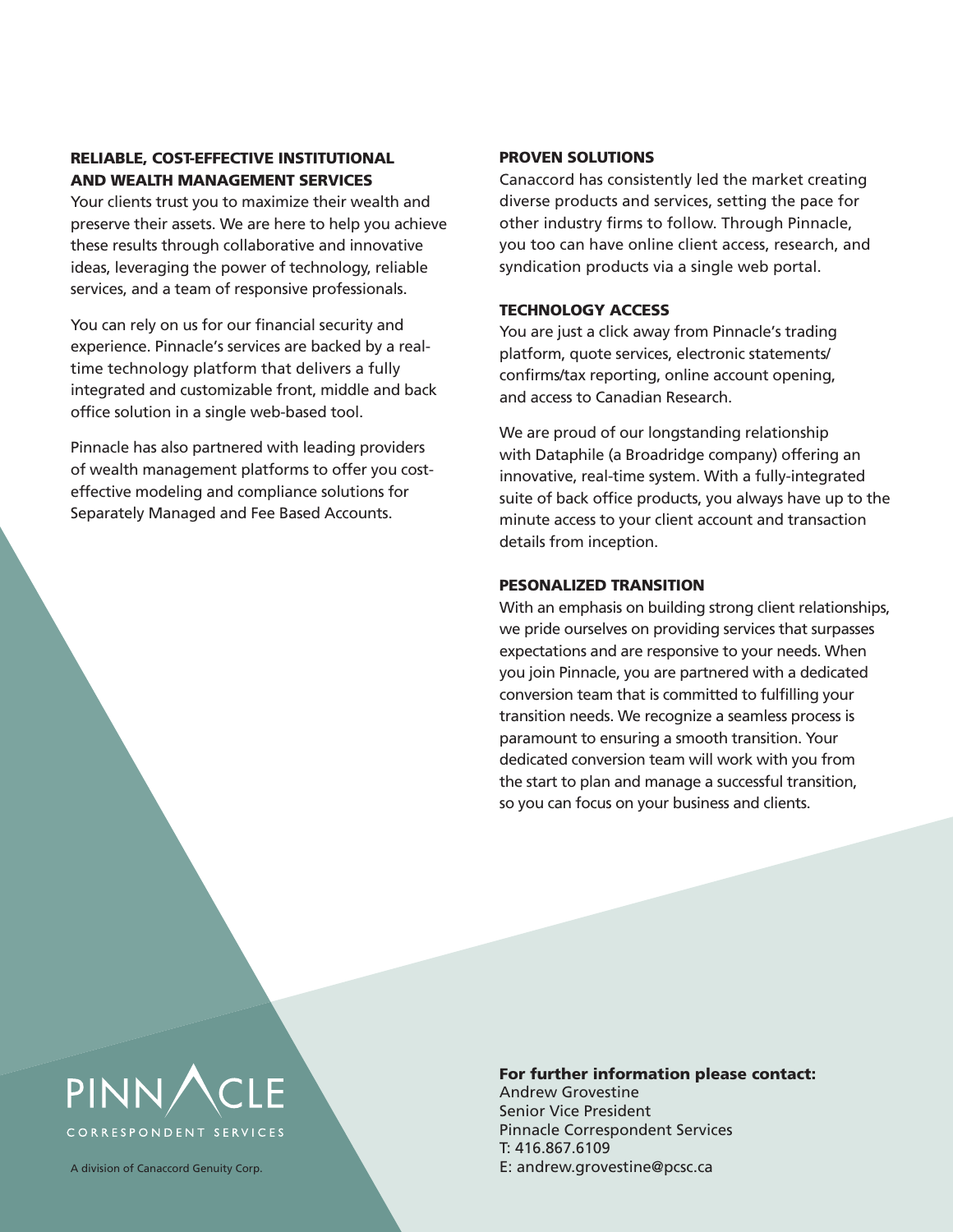## RELIABLE, COST-EFFECTIVE INSTITUTIONAL AND WEALTH MANAGEMENT SERVICES

Your clients trust you to maximize their wealth and preserve their assets. We are here to help you achieve these results through collaborative and innovative ideas, leveraging the power of technology, reliable services, and a team of responsive professionals.

You can rely on us for our financial security and experience. Pinnacle's services are backed by a real-time technology platform that delivers a fully integrated and customizable front, middle and back office solution in a single web-based tool.

Pinnacle has also partnered with leading providers of wealth management platforms to offer you cost-effective modeling and compliance solutions for Separately Managed and Fee Based Accounts.

## PROVEN SOLUTIONS

Canaccord has consistently led the market creating diverse products and services, setting the pace for other industry firms to follow. Through Pinnacle, you too can have online client access, research, and syndication products via a single web portal.

## TECHNOLOGY ACCESS

You are just a click away from Pinnacle's trading platform, quote services, electronic statements/confirms/tax reporting, online account opening, and access to Canadian Research.

We are proud of our longstanding relationship with Dataphile (a Broadridge company) offering an innovative, real-time system. With a fully-integrated suite of back office products, you always have up to the minute access to your client account and transaction details from inception.

## PESONALIZED TRANSITION

With an emphasis on building strong client relationships, we pride ourselves on providing services that surpasses expectations and are responsive to your needs. When you join Pinnacle, you are partnered with a dedicated conversion team that is committed to fulfilling your transition needs. We recognize a seamless process is paramount to ensuring a smooth transition. Your dedicated conversion team will work with you from the start to plan and manage a successful transition, so you can focus on your business and clients.

PINNACLE
CORRESPONDENT SERVICES

A division of Canaccord Genuity Corp.

**For further information please contact:**
Andrew Grovestine
Senior Vice President
Pinnacle Correspondent Services
T: 416.867.6109
E: andrew.grovestine@pcsc.ca